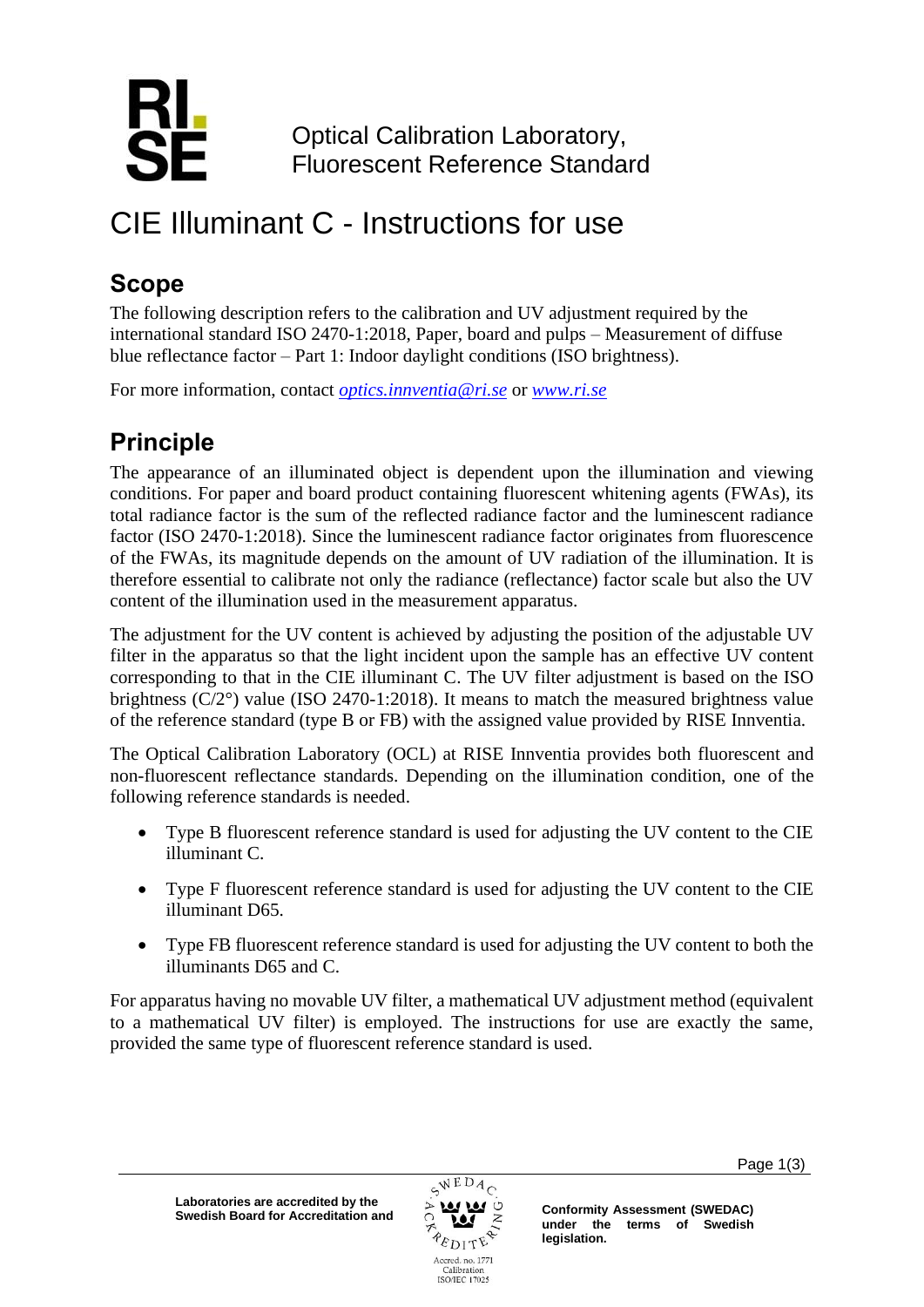Optical Calibration Laboratory,
Fluorescent Reference Standard

# CIE Illuminant C - Instructions for use

## Scope

The following description refers to the calibration and UV adjustment required by the international standard ISO 2470-1:2018, Paper, board and pulps – Measurement of diffuse blue reflectance factor – Part 1: Indoor daylight conditions (ISO brightness).

For more information, contact *optics.innventia@ri.se* or *www.ri.se*

## Principle

The appearance of an illuminated object is dependent upon the illumination and viewing conditions. For paper and board product containing fluorescent whitening agents (FWAs), its total radiance factor is the sum of the reflected radiance factor and the luminescent radiance factor (ISO 2470-1:2018). Since the luminescent radiance factor originates from fluorescence of the FWAs, its magnitude depends on the amount of UV radiation of the illumination. It is therefore essential to calibrate not only the radiance (reflectance) factor scale but also the UV content of the illumination used in the measurement apparatus.

The adjustment for the UV content is achieved by adjusting the position of the adjustable UV filter in the apparatus so that the light incident upon the sample has an effective UV content corresponding to that in the CIE illuminant C. The UV filter adjustment is based on the ISO brightness (C/2°) value (ISO 2470-1:2018). It means to match the measured brightness value of the reference standard (type B or FB) with the assigned value provided by RISE Innventia.

The Optical Calibration Laboratory (OCL) at RISE Innventia provides both fluorescent and non-fluorescent reflectance standards. Depending on the illumination condition, one of the following reference standards is needed.

- Type B fluorescent reference standard is used for adjusting the UV content to the CIE illuminant C.
- Type F fluorescent reference standard is used for adjusting the UV content to the CIE illuminant D65.
- Type FB fluorescent reference standard is used for adjusting the UV content to both the illuminants D65 and C.

For apparatus having no movable UV filter, a mathematical UV adjustment method (equivalent to a mathematical UV filter) is employed. The instructions for use are exactly the same, provided the same type of fluorescent reference standard is used.

**Laboratories are accredited by the Swedish Board for Accreditation and Conformity Assessment (SWEDAC) under the terms of Swedish legislation.**

Accred. no. 1771
Calibration
ISO/IEC 17025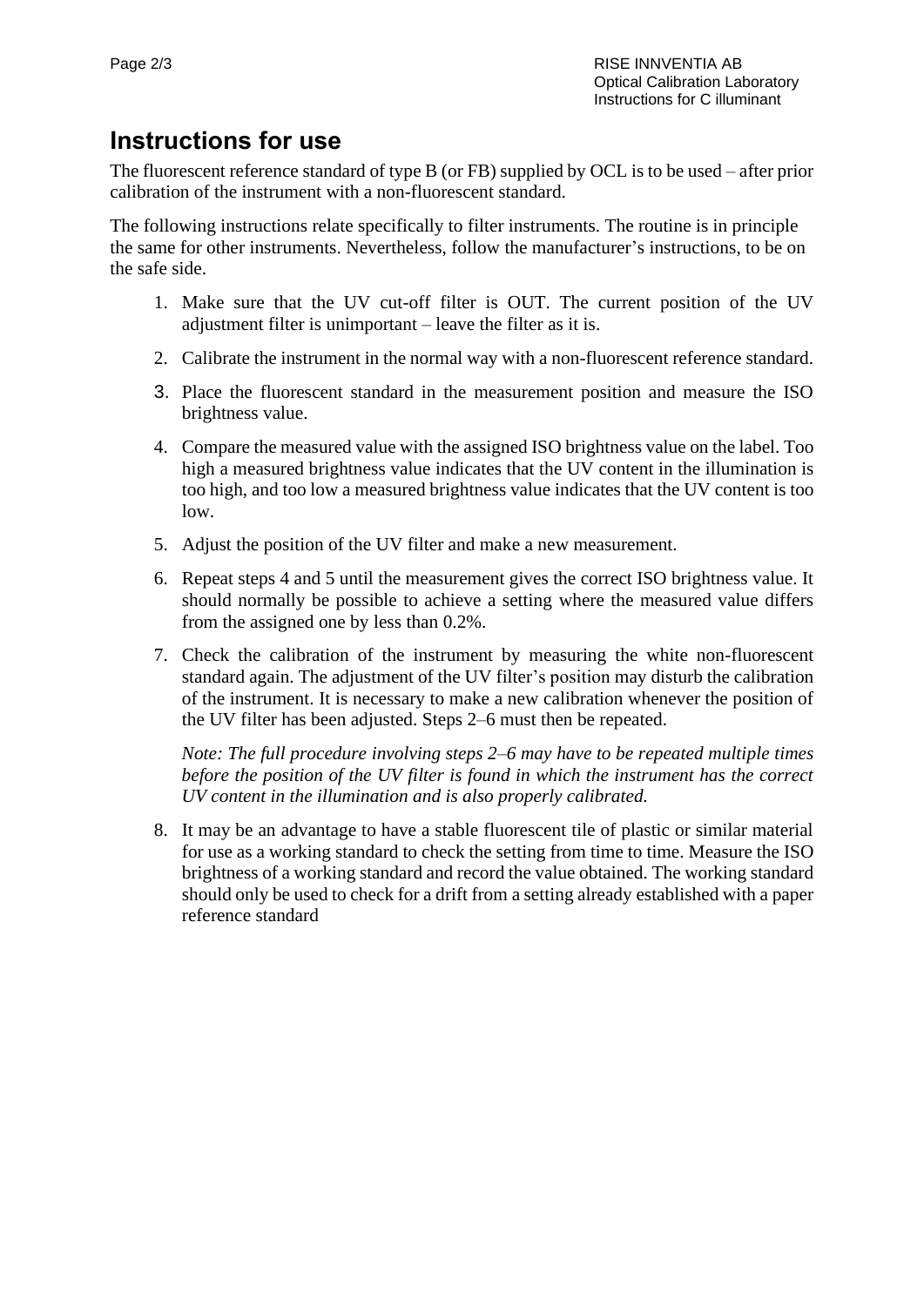# Instructions for use

The fluorescent reference standard of type B (or FB) supplied by OCL is to be used – after prior calibration of the instrument with a non-fluorescent standard.

The following instructions relate specifically to filter instruments. The routine is in principle the same for other instruments. Nevertheless, follow the manufacturer's instructions, to be on the safe side.

1. Make sure that the UV cut-off filter is OUT. The current position of the UV adjustment filter is unimportant – leave the filter as it is.
2. Calibrate the instrument in the normal way with a non-fluorescent reference standard.
3. Place the fluorescent standard in the measurement position and measure the ISO brightness value.
4. Compare the measured value with the assigned ISO brightness value on the label. Too high a measured brightness value indicates that the UV content in the illumination is too high, and too low a measured brightness value indicates that the UV content is too low.
5. Adjust the position of the UV filter and make a new measurement.
6. Repeat steps 4 and 5 until the measurement gives the correct ISO brightness value. It should normally be possible to achieve a setting where the measured value differs from the assigned one by less than 0.2%.
7. Check the calibration of the instrument by measuring the white non-fluorescent standard again. The adjustment of the UV filter's position may disturb the calibration of the instrument. It is necessary to make a new calibration whenever the position of the UV filter has been adjusted. Steps 2–6 must then be repeated.

   *Note: The full procedure involving steps 2–6 may have to be repeated multiple times before the position of the UV filter is found in which the instrument has the correct UV content in the illumination and is also properly calibrated.*

8. It may be an advantage to have a stable fluorescent tile of plastic or similar material for use as a working standard to check the setting from time to time. Measure the ISO brightness of a working standard and record the value obtained. The working standard should only be used to check for a drift from a setting already established with a paper reference standard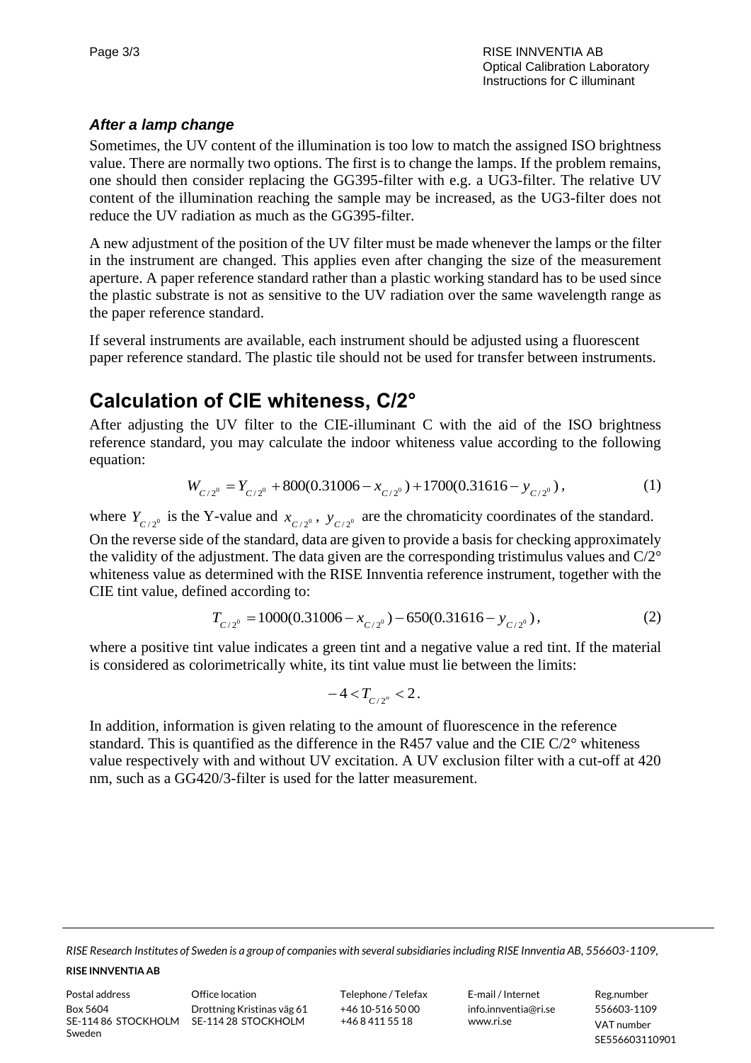### *After a lamp change*

Sometimes, the UV content of the illumination is too low to match the assigned ISO brightness value. There are normally two options. The first is to change the lamps. If the problem remains, one should then consider replacing the GG395-filter with e.g. a UG3-filter. The relative UV content of the illumination reaching the sample may be increased, as the UG3-filter does not reduce the UV radiation as much as the GG395-filter.

A new adjustment of the position of the UV filter must be made whenever the lamps or the filter in the instrument are changed. This applies even after changing the size of the measurement aperture. A paper reference standard rather than a plastic working standard has to be used since the plastic substrate is not as sensitive to the UV radiation over the same wavelength range as the paper reference standard.

If several instruments are available, each instrument should be adjusted using a fluorescent paper reference standard. The plastic tile should not be used for transfer between instruments.

## Calculation of CIE whiteness, C/2°

After adjusting the UV filter to the CIE-illuminant C with the aid of the ISO brightness reference standard, you may calculate the indoor whiteness value according to the following equation:

$$W_{C/2^0} = Y_{C/2^0} + 800(0.31006 - x_{C/2^0}) + 1700(0.31616 - y_{C/2^0}), \quad (1)$$

where $Y_{C/2^0}$ is the Y-value and $x_{C/2^0}$, $y_{C/2^0}$ are the chromaticity coordinates of the standard.

On the reverse side of the standard, data are given to provide a basis for checking approximately the validity of the adjustment. The data given are the corresponding tristimulus values and C/2° whiteness value as determined with the RISE Innventia reference instrument, together with the CIE tint value, defined according to:

$$T_{C/2^0} = 1000(0.31006 - x_{C/2^0}) - 650(0.31616 - y_{C/2^0}), \quad (2)$$

where a positive tint value indicates a green tint and a negative value a red tint. If the material is considered as colorimetrically white, its tint value must lie between the limits:

$$-4 < T_{C/2^o} < 2.$$

In addition, information is given relating to the amount of fluorescence in the reference standard. This is quantified as the difference in the R457 value and the CIE C/2° whiteness value respectively with and without UV excitation. A UV exclusion filter with a cut-off at 420 nm, such as a GG420/3-filter is used for the latter measurement.